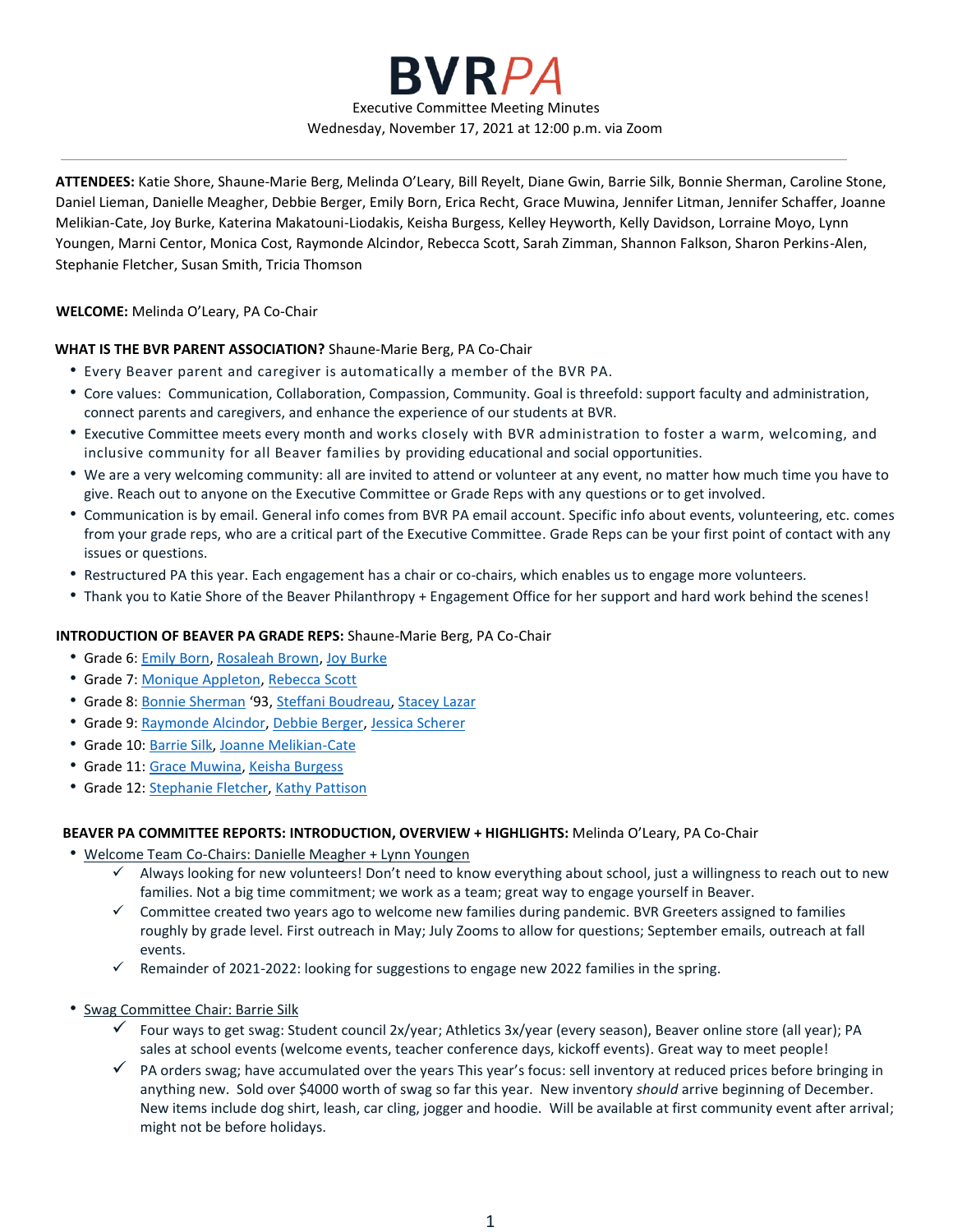# BVRPA

Executive Committee Meeting Minutes

Wednesday, November 17, 2021 at 12:00 p.m. via Zoom

---

**ATTENDEES:** Katie Shore, Shaune-Marie Berg, Melinda O'Leary, Bill Reyelt, Diane Gwin, Barrie Silk, Bonnie Sherman, Caroline Stone, Daniel Lieman, Danielle Meagher, Debbie Berger, Emily Born, Erica Recht, Grace Muwina, Jennifer Litman, Jennifer Schaffer, Joanne Melikian-Cate, Joy Burke, Katerina Makatouni-Liodakis, Keisha Burgess, Kelley Heyworth, Kelly Davidson, Lorraine Moyo, Lynn Youngen, Marni Centor, Monica Cost, Raymonde Alcindor, Rebecca Scott, Sarah Zimman, Shannon Falkson, Sharon Perkins-Alen, Stephanie Fletcher, Susan Smith, Tricia Thomson

**WELCOME:** Melinda O'Leary, PA Co-Chair

**WHAT IS THE BVR PARENT ASSOCIATION?** Shaune-Marie Berg, PA Co-Chair

- Every Beaver parent and caregiver is automatically a member of the BVR PA.
- Core values: Communication, Collaboration, Compassion, Community. Goal is threefold: support faculty and administration, connect parents and caregivers, and enhance the experience of our students at BVR.
- Executive Committee meets every month and works closely with BVR administration to foster a warm, welcoming, and inclusive community for all Beaver families by providing educational and social opportunities.
- We are a very welcoming community: all are invited to attend or volunteer at any event, no matter how much time you have to give. Reach out to anyone on the Executive Committee or Grade Reps with any questions or to get involved.
- Communication is by email. General info comes from BVR PA email account. Specific info about events, volunteering, etc. comes from your grade reps, who are a critical part of the Executive Committee. Grade Reps can be your first point of contact with any issues or questions.
- Restructured PA this year. Each engagement has a chair or co-chairs, which enables us to engage more volunteers.
- Thank you to Katie Shore of the Beaver Philanthropy + Engagement Office for her support and hard work behind the scenes!

**INTRODUCTION OF BEAVER PA GRADE REPS:** Shaune-Marie Berg, PA Co-Chair

- Grade 6: Emily Born, Rosaleah Brown, Joy Burke
- Grade 7: Monique Appleton, Rebecca Scott
- Grade 8: Bonnie Sherman '93, Steffani Boudreau, Stacey Lazar
- Grade 9: Raymonde Alcindor, Debbie Berger, Jessica Scherer
- Grade 10: Barrie Silk, Joanne Melikian-Cate
- Grade 11: Grace Muwina, Keisha Burgess
- Grade 12: Stephanie Fletcher, Kathy Pattison

**BEAVER PA COMMITTEE REPORTS: INTRODUCTION, OVERVIEW + HIGHLIGHTS:** Melinda O'Leary, PA Co-Chair

- Welcome Team Co-Chairs: Danielle Meagher + Lynn Youngen
  - ✓ Always looking for new volunteers! Don't need to know everything about school, just a willingness to reach out to new families. Not a big time commitment; we work as a team; great way to engage yourself in Beaver.
  - ✓ Committee created two years ago to welcome new families during pandemic. BVR Greeters assigned to families roughly by grade level. First outreach in May; July Zooms to allow for questions; September emails, outreach at fall events.
  - ✓ Remainder of 2021-2022: looking for suggestions to engage new 2022 families in the spring.

- Swag Committee Chair: Barrie Silk
  - ✓ Four ways to get swag: Student council 2x/year; Athletics 3x/year (every season), Beaver online store (all year); PA sales at school events (welcome events, teacher conference days, kickoff events). Great way to meet people!
  - ✓ PA orders swag; have accumulated over the years This year's focus: sell inventory at reduced prices before bringing in anything new. Sold over $4000 worth of swag so far this year. New inventory *should* arrive beginning of December. New items include dog shirt, leash, car cling, jogger and hoodie. Will be available at first community event after arrival; might not be before holidays.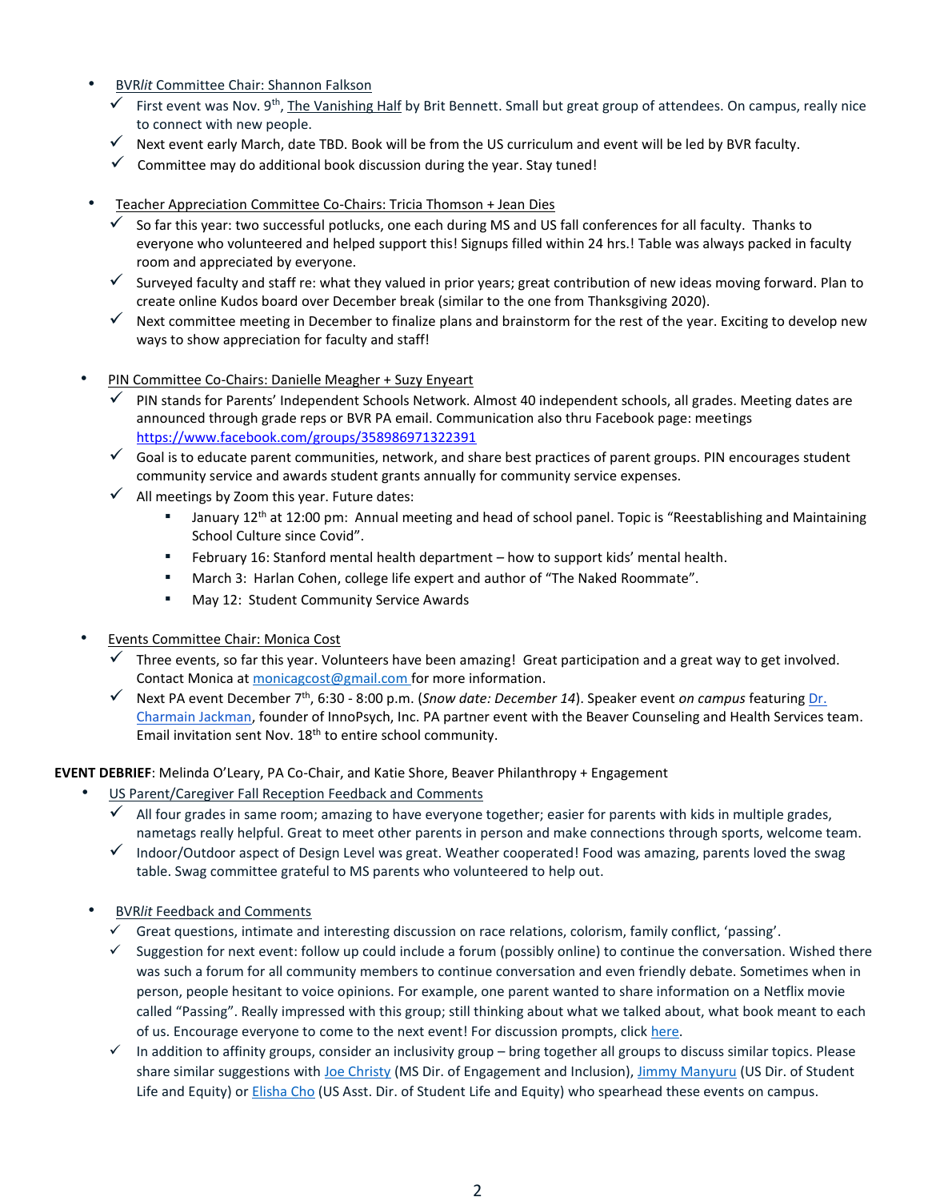- BVR*lit* Committee Chair: Shannon Falkson
  - ✓ First event was Nov. 9th, The Vanishing Half by Brit Bennett. Small but great group of attendees. On campus, really nice to connect with new people.
  - ✓ Next event early March, date TBD. Book will be from the US curriculum and event will be led by BVR faculty.
  - ✓ Committee may do additional book discussion during the year. Stay tuned!

- Teacher Appreciation Committee Co-Chairs: Tricia Thomson + Jean Dies
  - ✓ So far this year: two successful potlucks, one each during MS and US fall conferences for all faculty. Thanks to everyone who volunteered and helped support this! Signups filled within 24 hrs.! Table was always packed in faculty room and appreciated by everyone.
  - ✓ Surveyed faculty and staff re: what they valued in prior years; great contribution of new ideas moving forward. Plan to create online Kudos board over December break (similar to the one from Thanksgiving 2020).
  - ✓ Next committee meeting in December to finalize plans and brainstorm for the rest of the year. Exciting to develop new ways to show appreciation for faculty and staff!

- PIN Committee Co-Chairs: Danielle Meagher + Suzy Enyeart
  - ✓ PIN stands for Parents' Independent Schools Network. Almost 40 independent schools, all grades. Meeting dates are announced through grade reps or BVR PA email. Communication also thru Facebook page: meetings https://www.facebook.com/groups/358986971322391
  - ✓ Goal is to educate parent communities, network, and share best practices of parent groups. PIN encourages student community service and awards student grants annually for community service expenses.
  - ✓ All meetings by Zoom this year. Future dates:
    - January 12th at 12:00 pm: Annual meeting and head of school panel. Topic is "Reestablishing and Maintaining School Culture since Covid".
    - February 16: Stanford mental health department – how to support kids' mental health.
    - March 3: Harlan Cohen, college life expert and author of "The Naked Roommate".
    - May 12: Student Community Service Awards

- Events Committee Chair: Monica Cost
  - ✓ Three events, so far this year. Volunteers have been amazing! Great participation and a great way to get involved. Contact Monica at monicagcost@gmail.com for more information.
  - ✓ Next PA event December 7th, 6:30 - 8:00 p.m. (*Snow date: December 14*). Speaker event *on campus* featuring Dr. Charmain Jackman, founder of InnoPsych, Inc. PA partner event with the Beaver Counseling and Health Services team. Email invitation sent Nov. 18th to entire school community.

**EVENT DEBRIEF**: Melinda O'Leary, PA Co-Chair, and Katie Shore, Beaver Philanthropy + Engagement

- US Parent/Caregiver Fall Reception Feedback and Comments
  - ✓ All four grades in same room; amazing to have everyone together; easier for parents with kids in multiple grades, nametags really helpful. Great to meet other parents in person and make connections through sports, welcome team.
  - ✓ Indoor/Outdoor aspect of Design Level was great. Weather cooperated! Food was amazing, parents loved the swag table. Swag committee grateful to MS parents who volunteered to help out.

- BVR*lit* Feedback and Comments
  - ✓ Great questions, intimate and interesting discussion on race relations, colorism, family conflict, 'passing'.
  - ✓ Suggestion for next event: follow up could include a forum (possibly online) to continue the conversation. Wished there was such a forum for all community members to continue conversation and even friendly debate. Sometimes when in person, people hesitant to voice opinions. For example, one parent wanted to share information on a Netflix movie called "Passing". Really impressed with this group; still thinking about what we talked about, what book meant to each of us. Encourage everyone to come to the next event! For discussion prompts, click here.
  - ✓ In addition to affinity groups, consider an inclusivity group – bring together all groups to discuss similar topics. Please share similar suggestions with Joe Christy (MS Dir. of Engagement and Inclusion), Jimmy Manyuru (US Dir. of Student Life and Equity) or Elisha Cho (US Asst. Dir. of Student Life and Equity) who spearhead these events on campus.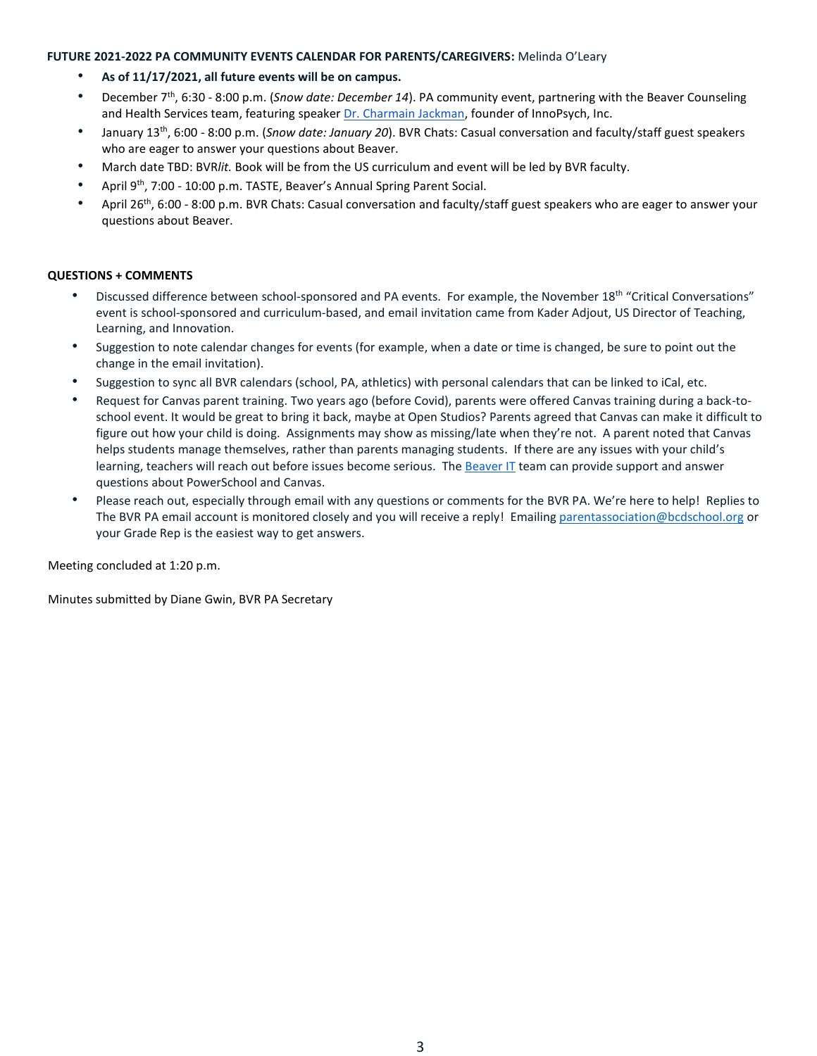**FUTURE 2021-2022 PA COMMUNITY EVENTS CALENDAR FOR PARENTS/CAREGIVERS:** Melinda O'Leary

- **As of 11/17/2021, all future events will be on campus.**
- December 7th, 6:30 - 8:00 p.m. (*Snow date: December 14*). PA community event, partnering with the Beaver Counseling and Health Services team, featuring speaker Dr. Charmain Jackman, founder of InnoPsych, Inc.
- January 13th, 6:00 - 8:00 p.m. (*Snow date: January 20*). BVR Chats: Casual conversation and faculty/staff guest speakers who are eager to answer your questions about Beaver.
- March date TBD: BVR*lit.* Book will be from the US curriculum and event will be led by BVR faculty.
- April 9th, 7:00 - 10:00 p.m. TASTE, Beaver's Annual Spring Parent Social.
- April 26th, 6:00 - 8:00 p.m. BVR Chats: Casual conversation and faculty/staff guest speakers who are eager to answer your questions about Beaver.

**QUESTIONS + COMMENTS**

- Discussed difference between school-sponsored and PA events. For example, the November 18th "Critical Conversations" event is school-sponsored and curriculum-based, and email invitation came from Kader Adjout, US Director of Teaching, Learning, and Innovation.
- Suggestion to note calendar changes for events (for example, when a date or time is changed, be sure to point out the change in the email invitation).
- Suggestion to sync all BVR calendars (school, PA, athletics) with personal calendars that can be linked to iCal, etc.
- Request for Canvas parent training. Two years ago (before Covid), parents were offered Canvas training during a back-to-school event. It would be great to bring it back, maybe at Open Studios? Parents agreed that Canvas can make it difficult to figure out how your child is doing. Assignments may show as missing/late when they're not. A parent noted that Canvas helps students manage themselves, rather than parents managing students. If there are any issues with your child's learning, teachers will reach out before issues become serious. The Beaver IT team can provide support and answer questions about PowerSchool and Canvas.
- Please reach out, especially through email with any questions or comments for the BVR PA. We're here to help! Replies to The BVR PA email account is monitored closely and you will receive a reply! Emailing parentassociation@bcdschool.org or your Grade Rep is the easiest way to get answers.

Meeting concluded at 1:20 p.m.

Minutes submitted by Diane Gwin, BVR PA Secretary